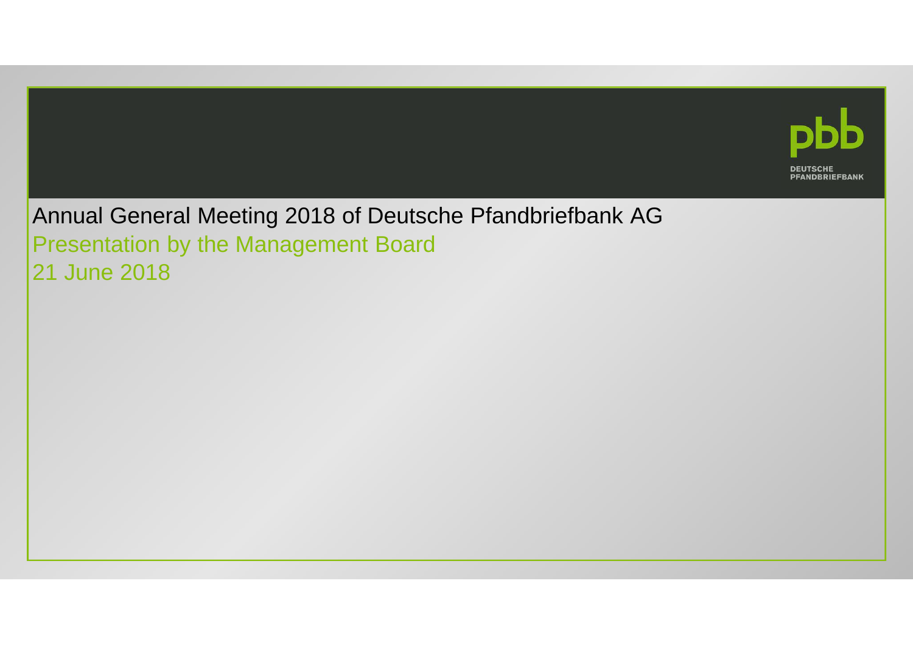# Annual General Meeting 2018 of Deutsche Pfandbriefbank AG

## Presentation by the Management Board

21 June 2018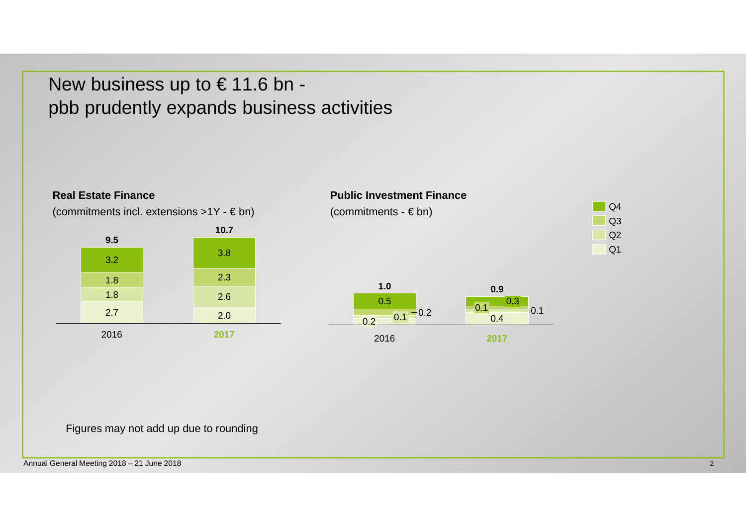# New business up to € 11.6 bn - pbb prudently expands business activities

**Real Estate Finance**

(commitments incl. extensions >1Y - € bn)

| | 2016 | 2017 |
|---|---|---|
| Q4 | 3.2 | 3.8 |
| Q3 | 1.8 | 2.3 |
| Q2 | 1.8 | 2.6 |
| Q1 | 2.7 | 2.0 |
| **Total** | **9.5** | **10.7** |

**Public Investment Finance**

(commitments - € bn)

| | 2016 | 2017 |
|---|---|---|
| Q4 | 0.5 | 0.3 |
| Q3 | 0.2 | 0.1 |
| Q2 | 0.1 | 0.1 |
| Q1 | 0.2 | 0.4 |
| **Total** | **1.0** | **0.9** |

Figures may not add up due to rounding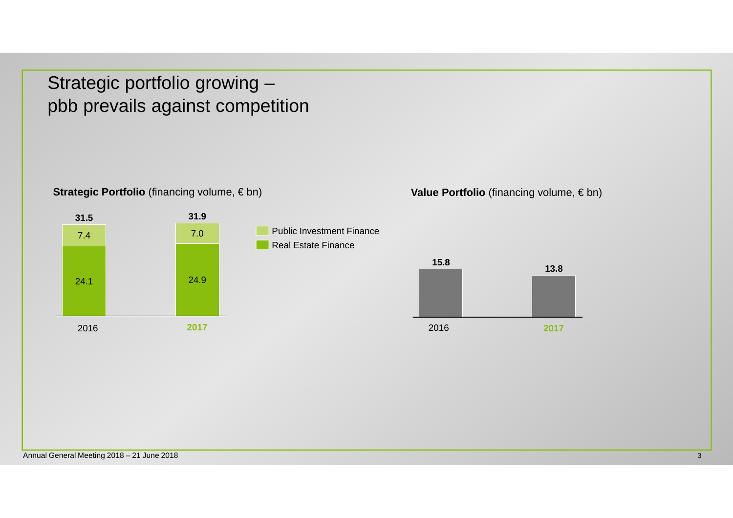# Strategic portfolio growing – pbb prevails against competition

**Strategic Portfolio** (financing volume, € bn)

| | 2016 | 2017 |
|---|---|---|
| Public Investment Finance | 7.4 | 7.0 |
| Real Estate Finance | 24.1 | 24.9 |
| **Total** | **31.5** | **31.9** |

**Value Portfolio** (financing volume, € bn)

| | 2016 | 2017 |
|---|---|---|
| Value Portfolio | 15.8 | 13.8 |

Annual General Meeting 2018 – 21 June 2018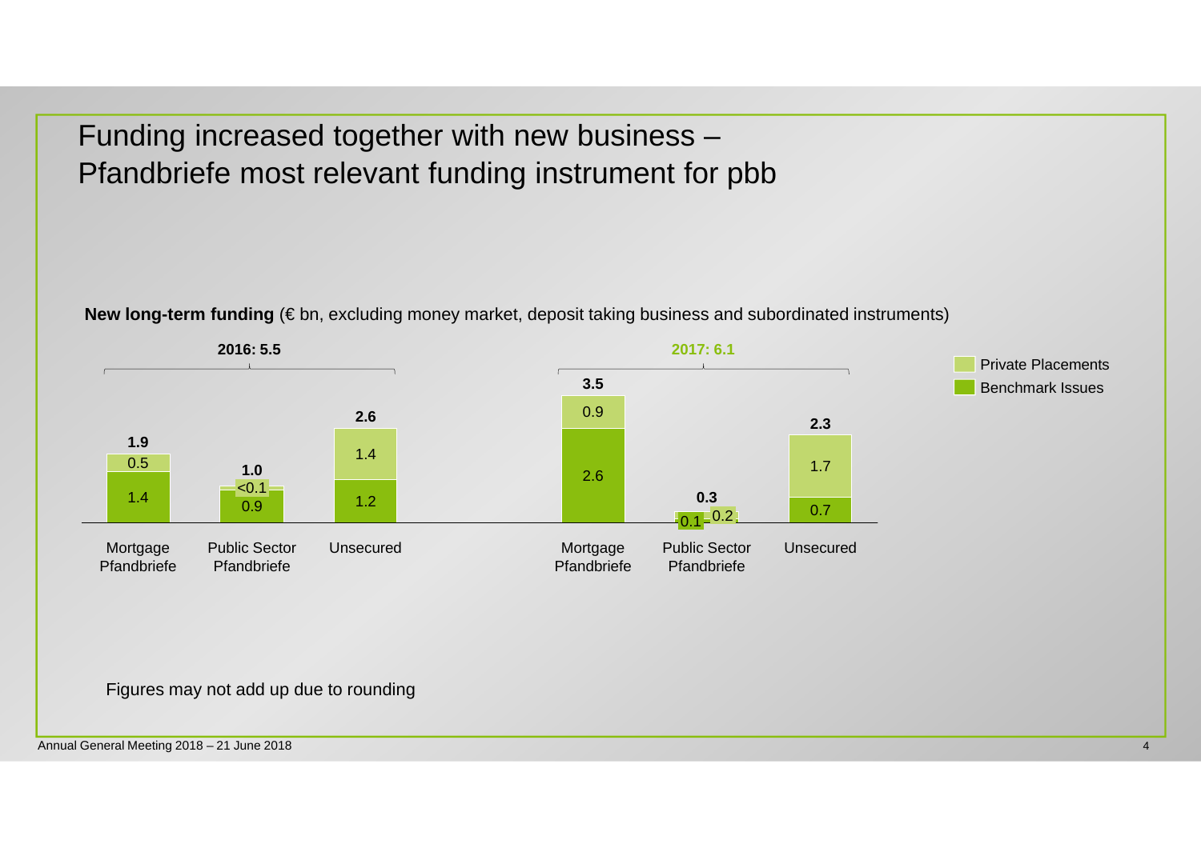# Funding increased together with new business – Pfandbriefe most relevant funding instrument for pbb

**New long-term funding** (€ bn, excluding money market, deposit taking business and subordinated instruments)

| | 2016: 5.5 | | | 2017: 6.1 | | |
|---|---|---|---|---|---|---|
| | Mortgage Pfandbriefe | Public Sector Pfandbriefe | Unsecured | Mortgage Pfandbriefe | Public Sector Pfandbriefe | Unsecured |
| Total | 1.9 | 1.0 | 2.6 | 3.5 | 0.3 | 2.3 |
| Private Placements | 0.5 | <0.1 | 1.4 | 0.9 | 0.2 | 1.7 |
| Benchmark Issues | 1.4 | 0.9 | 1.2 | 2.6 | 0.1 | 0.7 |

Figures may not add up due to rounding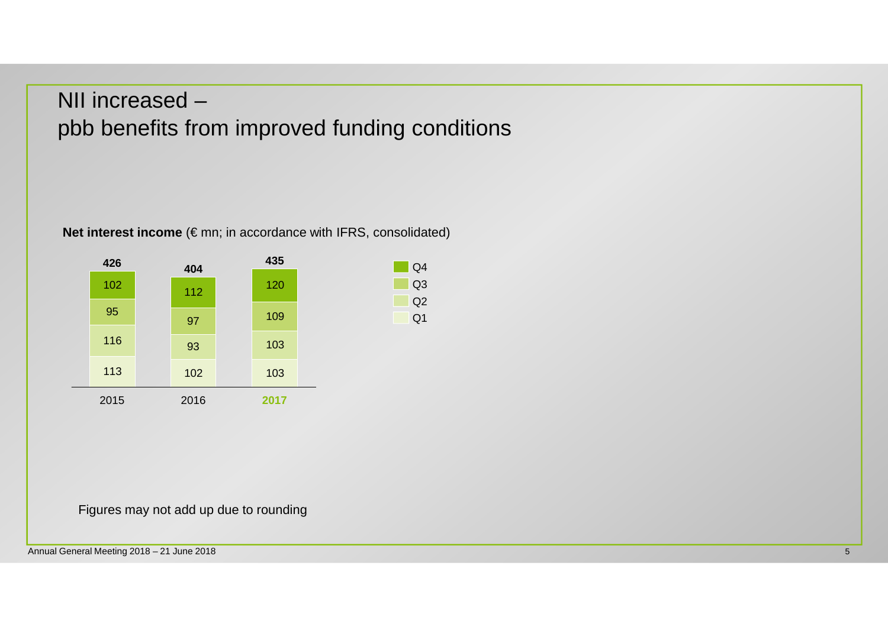# NII increased – pbb benefits from improved funding conditions

**Net interest income** (€ mn; in accordance with IFRS, consolidated)

| | 2015 | 2016 | **2017** |
|---|---|---|---|
| Q1 | 113 | 102 | 103 |
| Q2 | 116 | 93 | 103 |
| Q3 | 95 | 97 | 109 |
| Q4 | 102 | 112 | 120 |
| **Total** | **426** | **404** | **435** |

Figures may not add up due to rounding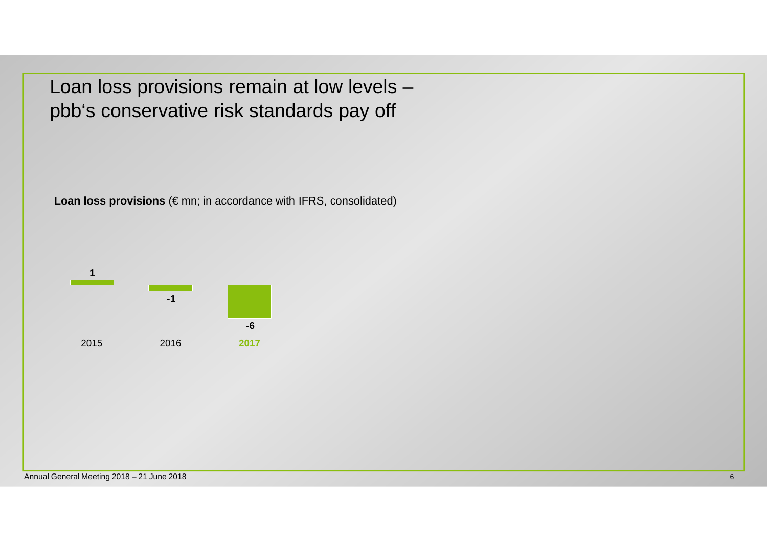# Loan loss provisions remain at low levels – pbb's conservative risk standards pay off

**Loan loss provisions** (€ mn; in accordance with IFRS, consolidated)

| 2015 | 2016 | **2017** |
| --- | --- | --- |
| 1 | -1 | -6 |

Annual General Meeting 2018 – 21 June 2018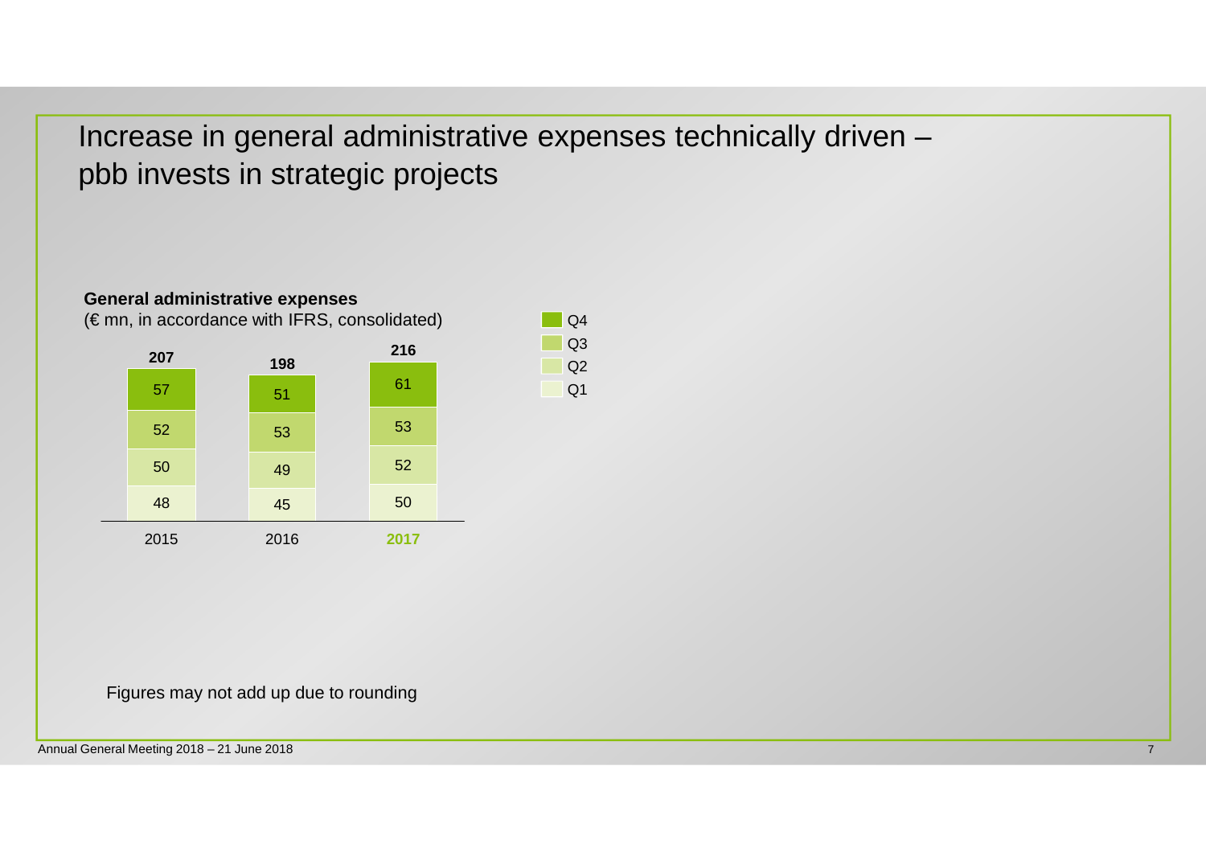# Increase in general administrative expenses technically driven – pbb invests in strategic projects

**General administrative expenses**
(€ mn, in accordance with IFRS, consolidated)

| | 2015 | 2016 | **2017** |
|---|---|---|---|
| Q1 | 48 | 45 | 50 |
| Q2 | 50 | 49 | 52 |
| Q3 | 52 | 53 | 53 |
| Q4 | 57 | 51 | 61 |
| **Total** | **207** | **198** | **216** |

Figures may not add up due to rounding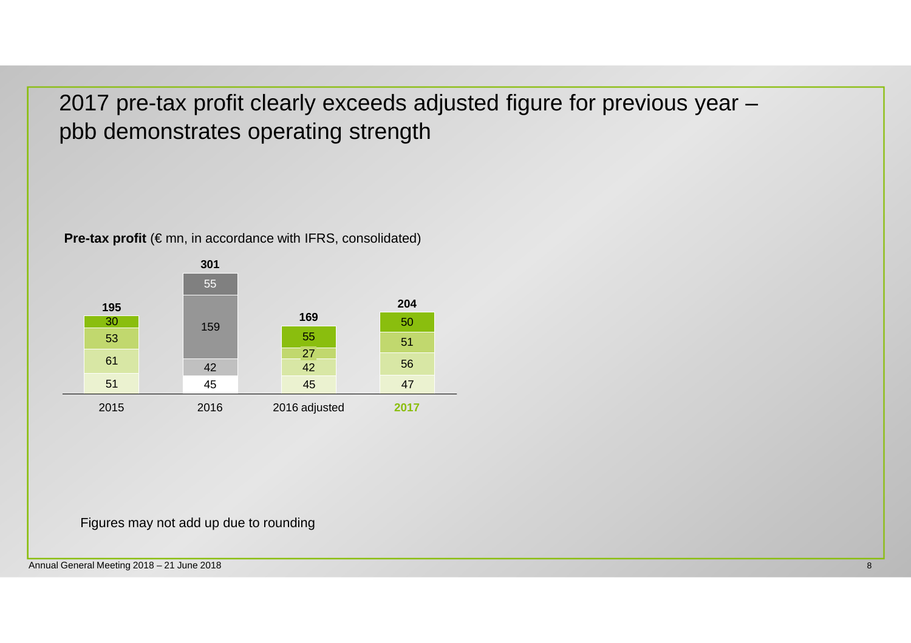# 2017 pre-tax profit clearly exceeds adjusted figure for previous year – pbb demonstrates operating strength

**Pre-tax profit** (€ mn, in accordance with IFRS, consolidated)

| | 2015 | 2016 | 2016 adjusted | **2017** |
|---|---|---|---|---|
| Total | **195** | **301** | **169** | **204** |
| | 30 | 55 | 55 | 50 |
| | 53 | 159 | 27 | 51 |
| | 61 | 42 | 42 | 56 |
| | 51 | 45 | 45 | 47 |

Figures may not add up due to rounding

Annual General Meeting 2018 – 21 June 2018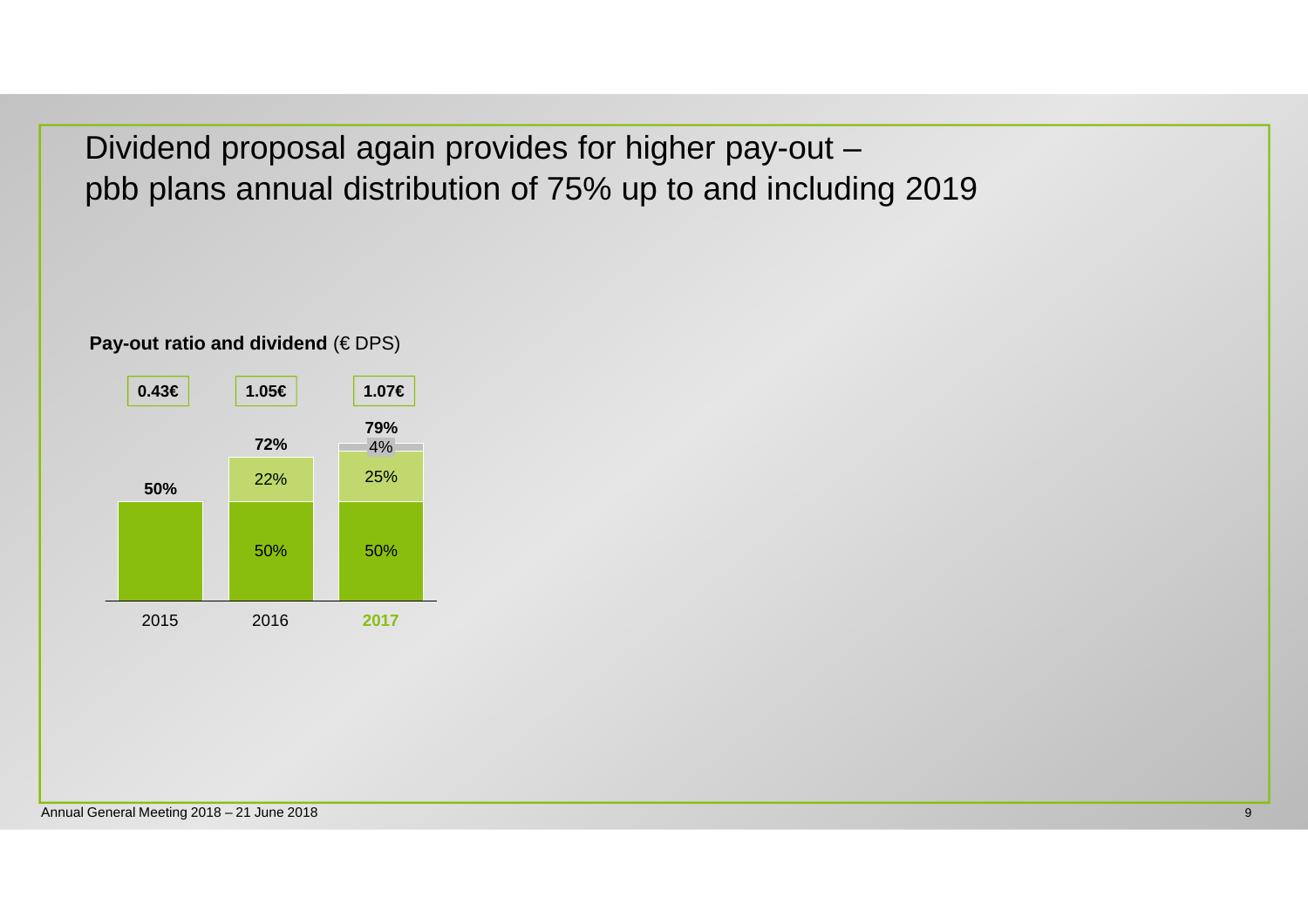# Dividend proposal again provides for higher pay-out – pbb plans annual distribution of 75% up to and including 2019

**Pay-out ratio and dividend** (€ DPS)

| | 2015 | 2016 | **2017** |
|---|---|---|---|
| Dividend per share | **0.43€** | **1.05€** | **1.07€** |
| Total pay-out ratio | **50%** | **72%** | **79%** |
| Base | 50% | 50% | 50% |
| Additional | | 22% | 25% |
| Further additional | | | 4% |

Annual General Meeting 2018 – 21 June 2018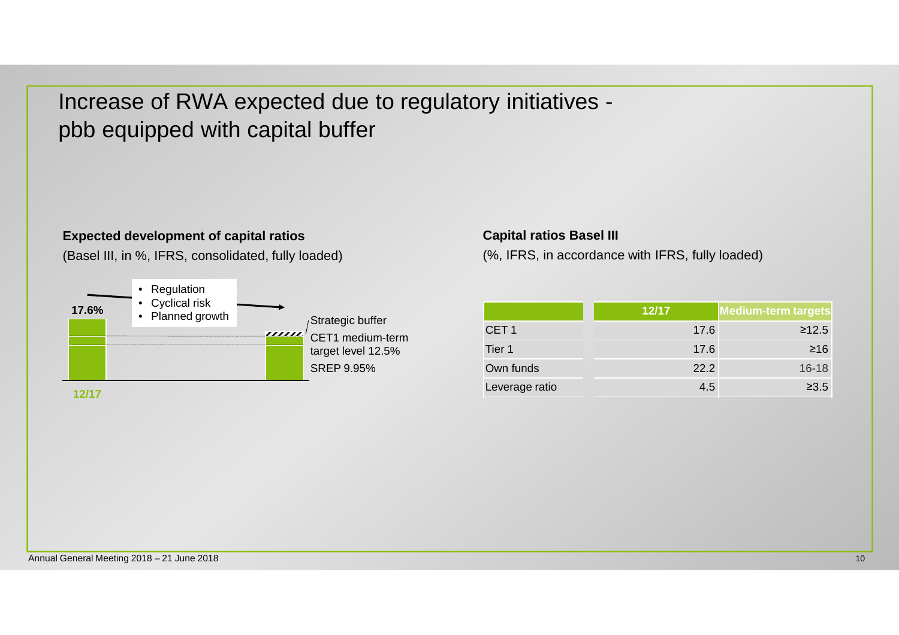# Increase of RWA expected due to regulatory initiatives - pbb equipped with capital buffer

**Expected development of capital ratios**

(Basel III, in %, IFRS, consolidated, fully loaded)

17.6%

- Regulation
- Cyclical risk
- Planned growth

Strategic buffer

CET1 medium-term target level 12.5%

SREP 9.95%

12/17

**Capital ratios Basel III**

(%, IFRS, in accordance with IFRS, fully loaded)

| | 12/17 | Medium-term targets |
|---|---|---|
| CET 1 | 17.6 | ≥12.5 |
| Tier 1 | 17.6 | ≥16 |
| Own funds | 22.2 | 16-18 |
| Leverage ratio | 4.5 | ≥3.5 |

Annual General Meeting 2018 – 21 June 2018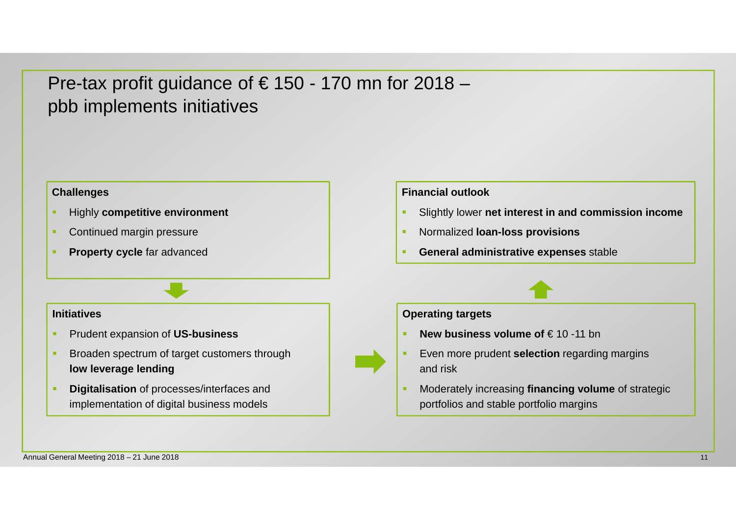# Pre-tax profit guidance of € 150 - 170 mn for 2018 – pbb implements initiatives

**Challenges**

- Highly **competitive environment**
- Continued margin pressure
- **Property cycle** far advanced

**Initiatives**

- Prudent expansion of **US-business**
- Broaden spectrum of target customers through **low leverage lending**
- **Digitalisation** of processes/interfaces and implementation of digital business models

**Operating targets**

- **New business volume of** € 10 -11 bn
- Even more prudent **selection** regarding margins and risk
- Moderately increasing **financing volume** of strategic portfolios and stable portfolio margins

**Financial outlook**

- Slightly lower **net interest in and commission income**
- Normalized **loan-loss provisions**
- **General administrative expenses** stable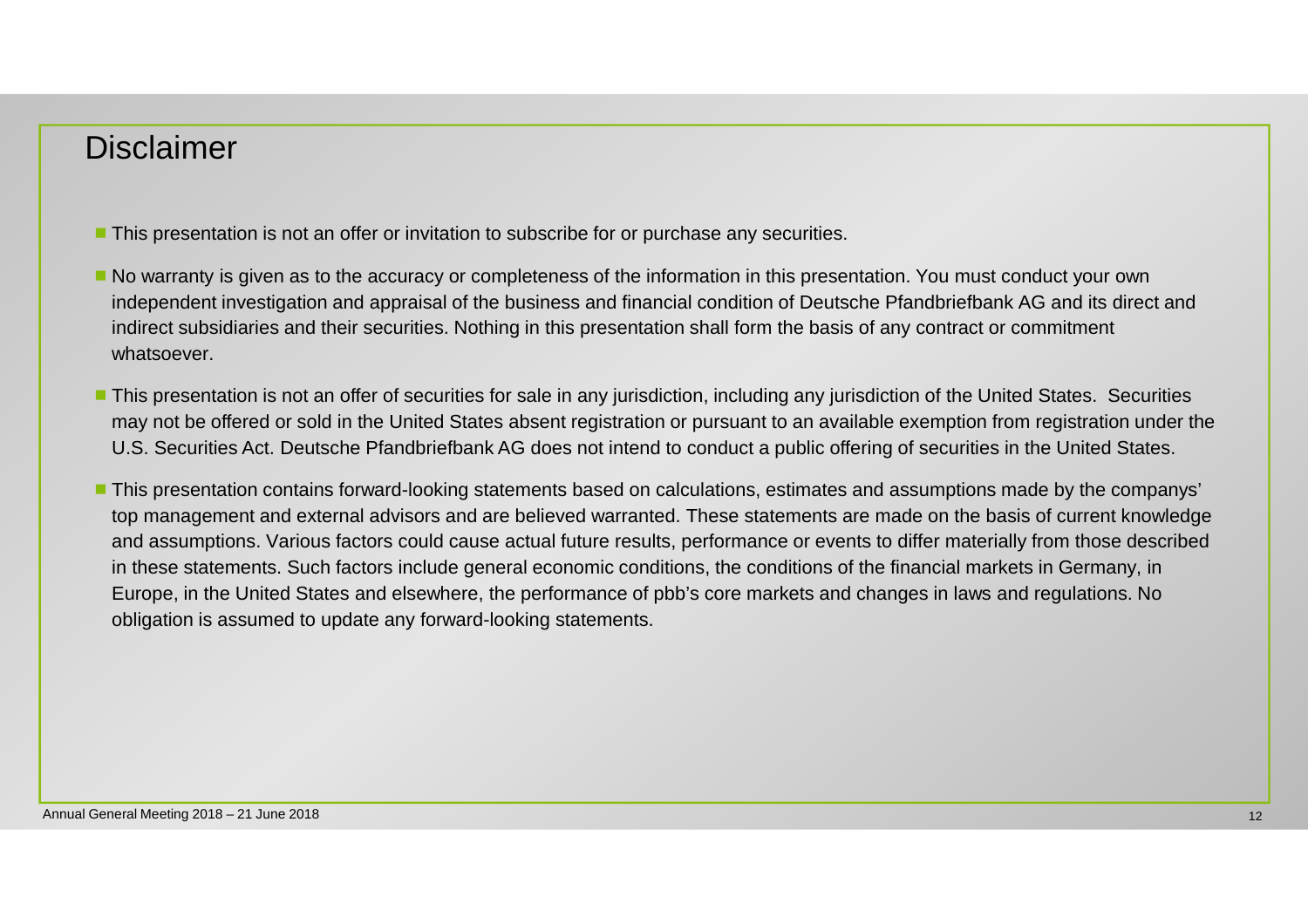# Disclaimer

- This presentation is not an offer or invitation to subscribe for or purchase any securities.
- No warranty is given as to the accuracy or completeness of the information in this presentation. You must conduct your own independent investigation and appraisal of the business and financial condition of Deutsche Pfandbriefbank AG and its direct and indirect subsidiaries and their securities. Nothing in this presentation shall form the basis of any contract or commitment whatsoever.
- This presentation is not an offer of securities for sale in any jurisdiction, including any jurisdiction of the United States. Securities may not be offered or sold in the United States absent registration or pursuant to an available exemption from registration under the U.S. Securities Act. Deutsche Pfandbriefbank AG does not intend to conduct a public offering of securities in the United States.
- This presentation contains forward-looking statements based on calculations, estimates and assumptions made by the companys' top management and external advisors and are believed warranted. These statements are made on the basis of current knowledge and assumptions. Various factors could cause actual future results, performance or events to differ materially from those described in these statements. Such factors include general economic conditions, the conditions of the financial markets in Germany, in Europe, in the United States and elsewhere, the performance of pbb's core markets and changes in laws and regulations. No obligation is assumed to update any forward-looking statements.